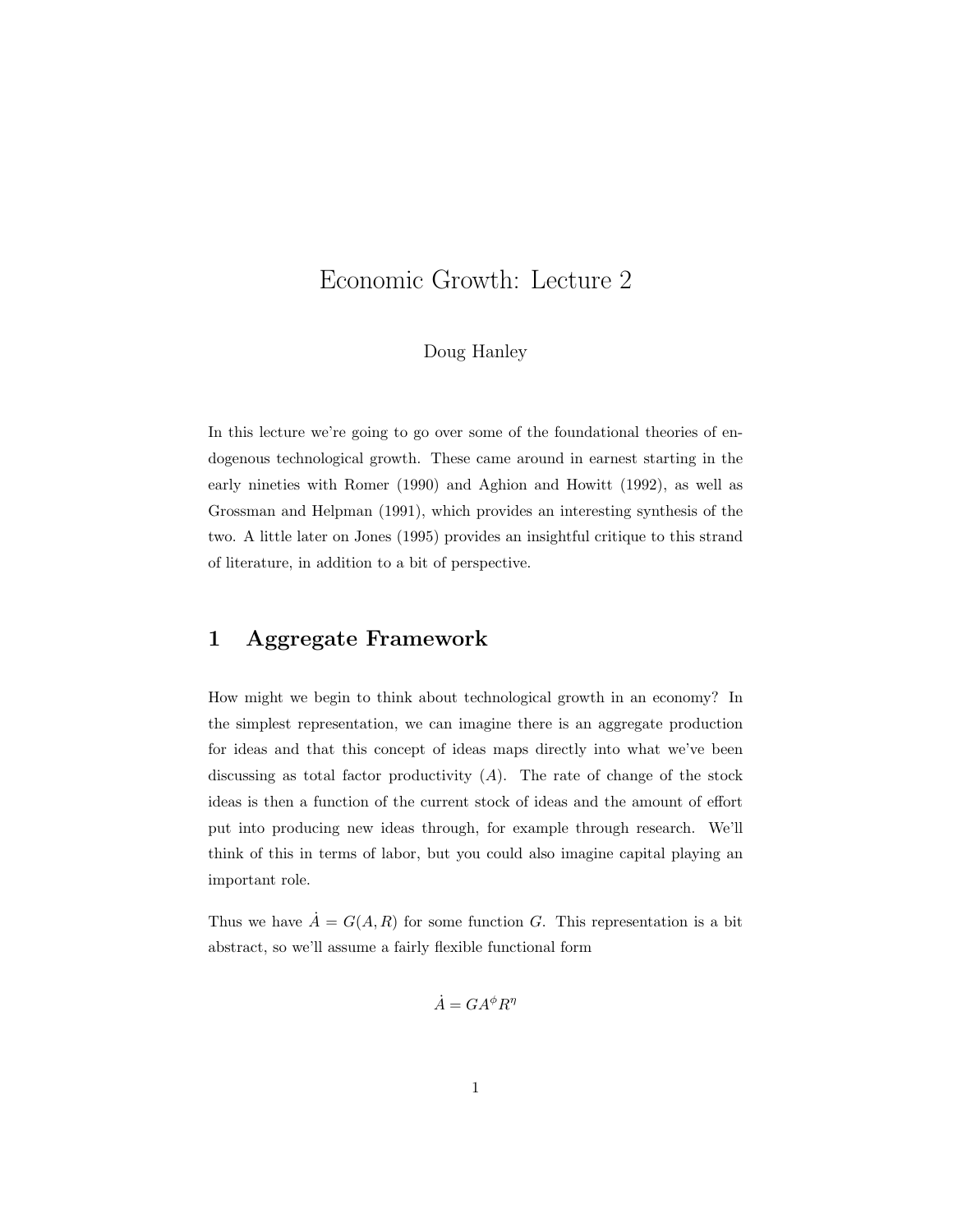# Economic Growth: Lecture 2

Doug Hanley

In this lecture we're going to go over some of the foundational theories of endogenous technological growth. These came around in earnest starting in the early nineties with Romer (1990) and Aghion and Howitt (1992), as well as Grossman and Helpman (1991), which provides an interesting synthesis of the two. A little later on Jones (1995) provides an insightful critique to this strand of literature, in addition to a bit of perspective.

## 1 Aggregate Framework

How might we begin to think about technological growth in an economy? In the simplest representation, we can imagine there is an aggregate production for ideas and that this concept of ideas maps directly into what we've been discussing as total factor productivity ($A$). The rate of change of the stock ideas is then a function of the current stock of ideas and the amount of effort put into producing new ideas through, for example through research. We'll think of this in terms of labor, but you could also imagine capital playing an important role.

Thus we have $\dot{A} = G(A, R)$ for some function $G$. This representation is a bit abstract, so we'll assume a fairly flexible functional form

$$\dot{A} = GA^{\phi}R^{\eta}$$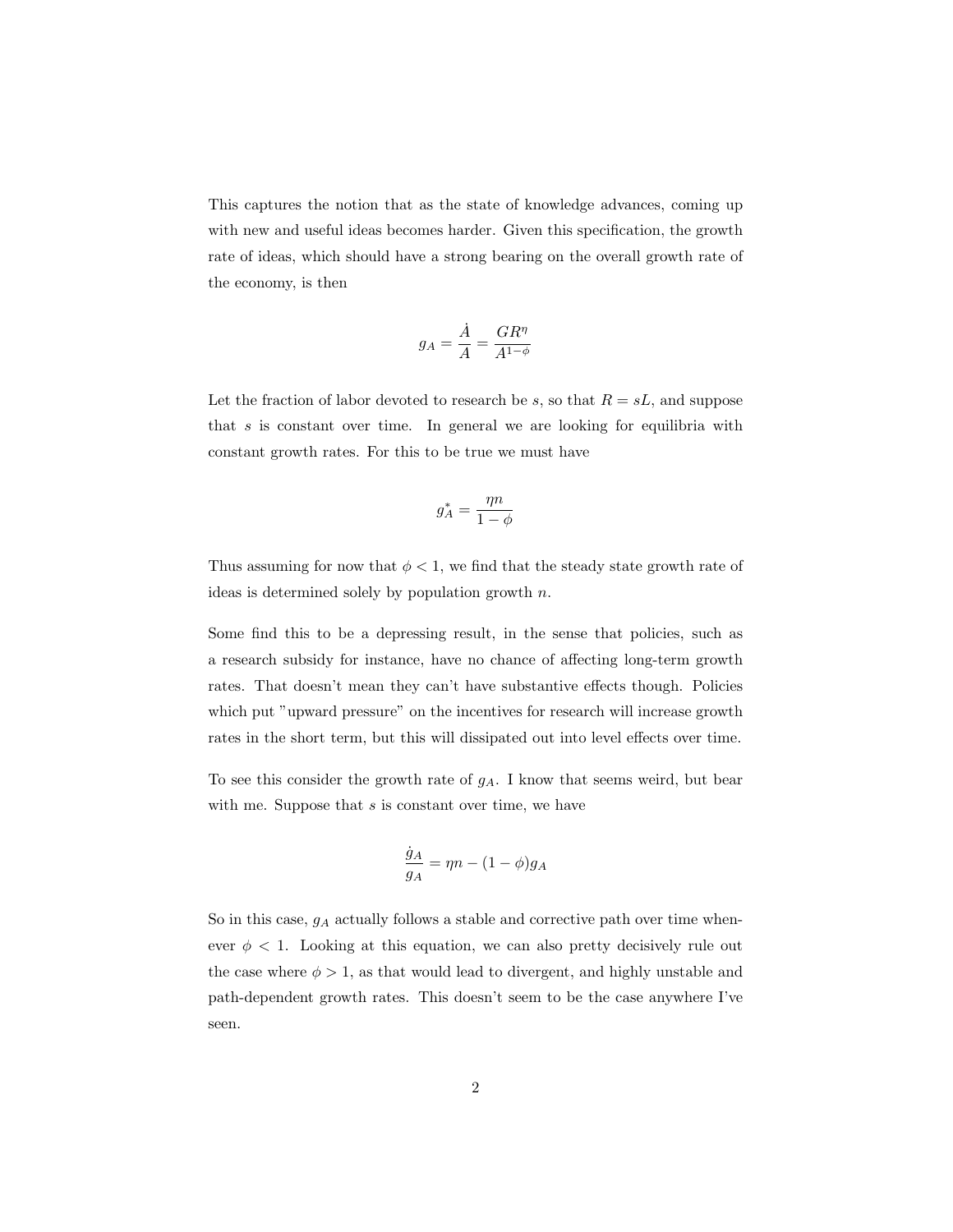This captures the notion that as the state of knowledge advances, coming up with new and useful ideas becomes harder. Given this specification, the growth rate of ideas, which should have a strong bearing on the overall growth rate of the economy, is then

$$g_A = \frac{\dot{A}}{A} = \frac{GR^\eta}{A^{1-\phi}}$$

Let the fraction of labor devoted to research be $s$, so that $R = sL$, and suppose that $s$ is constant over time. In general we are looking for equilibria with constant growth rates. For this to be true we must have

$$g_A^* = \frac{\eta n}{1-\phi}$$

Thus assuming for now that $\phi < 1$, we find that the steady state growth rate of ideas is determined solely by population growth $n$.

Some find this to be a depressing result, in the sense that policies, such as a research subsidy for instance, have no chance of affecting long-term growth rates. That doesn't mean they can't have substantive effects though. Policies which put "upward pressure" on the incentives for research will increase growth rates in the short term, but this will dissipated out into level effects over time.

To see this consider the growth rate of $g_A$. I know that seems weird, but bear with me. Suppose that $s$ is constant over time, we have

$$\frac{\dot{g}_A}{g_A} = \eta n - (1-\phi) g_A$$

So in this case, $g_A$ actually follows a stable and corrective path over time whenever $\phi < 1$. Looking at this equation, we can also pretty decisively rule out the case where $\phi > 1$, as that would lead to divergent, and highly unstable and path-dependent growth rates. This doesn't seem to be the case anywhere I've seen.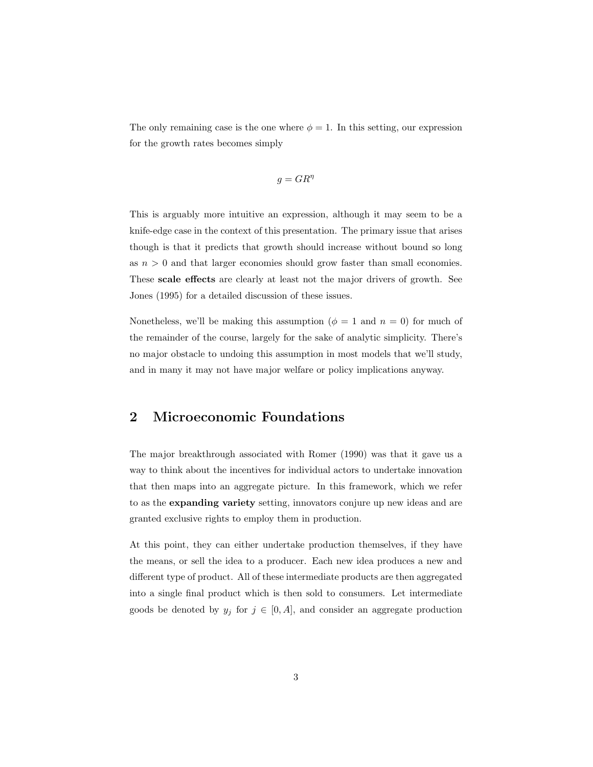The only remaining case is the one where $\phi = 1$. In this setting, our expression for the growth rates becomes simply

$$g = GR^{\eta}$$

This is arguably more intuitive an expression, although it may seem to be a knife-edge case in the context of this presentation. The primary issue that arises though is that it predicts that growth should increase without bound so long as $n > 0$ and that larger economies should grow faster than small economies. These **scale effects** are clearly at least not the major drivers of growth. See Jones (1995) for a detailed discussion of these issues.

Nonetheless, we'll be making this assumption ($\phi = 1$ and $n = 0$) for much of the remainder of the course, largely for the sake of analytic simplicity. There's no major obstacle to undoing this assumption in most models that we'll study, and in many it may not have major welfare or policy implications anyway.

## 2 Microeconomic Foundations

The major breakthrough associated with Romer (1990) was that it gave us a way to think about the incentives for individual actors to undertake innovation that then maps into an aggregate picture. In this framework, which we refer to as the **expanding variety** setting, innovators conjure up new ideas and are granted exclusive rights to employ them in production.

At this point, they can either undertake production themselves, if they have the means, or sell the idea to a producer. Each new idea produces a new and different type of product. All of these intermediate products are then aggregated into a single final product which is then sold to consumers. Let intermediate goods be denoted by $y_j$ for $j \in [0, A]$, and consider an aggregate production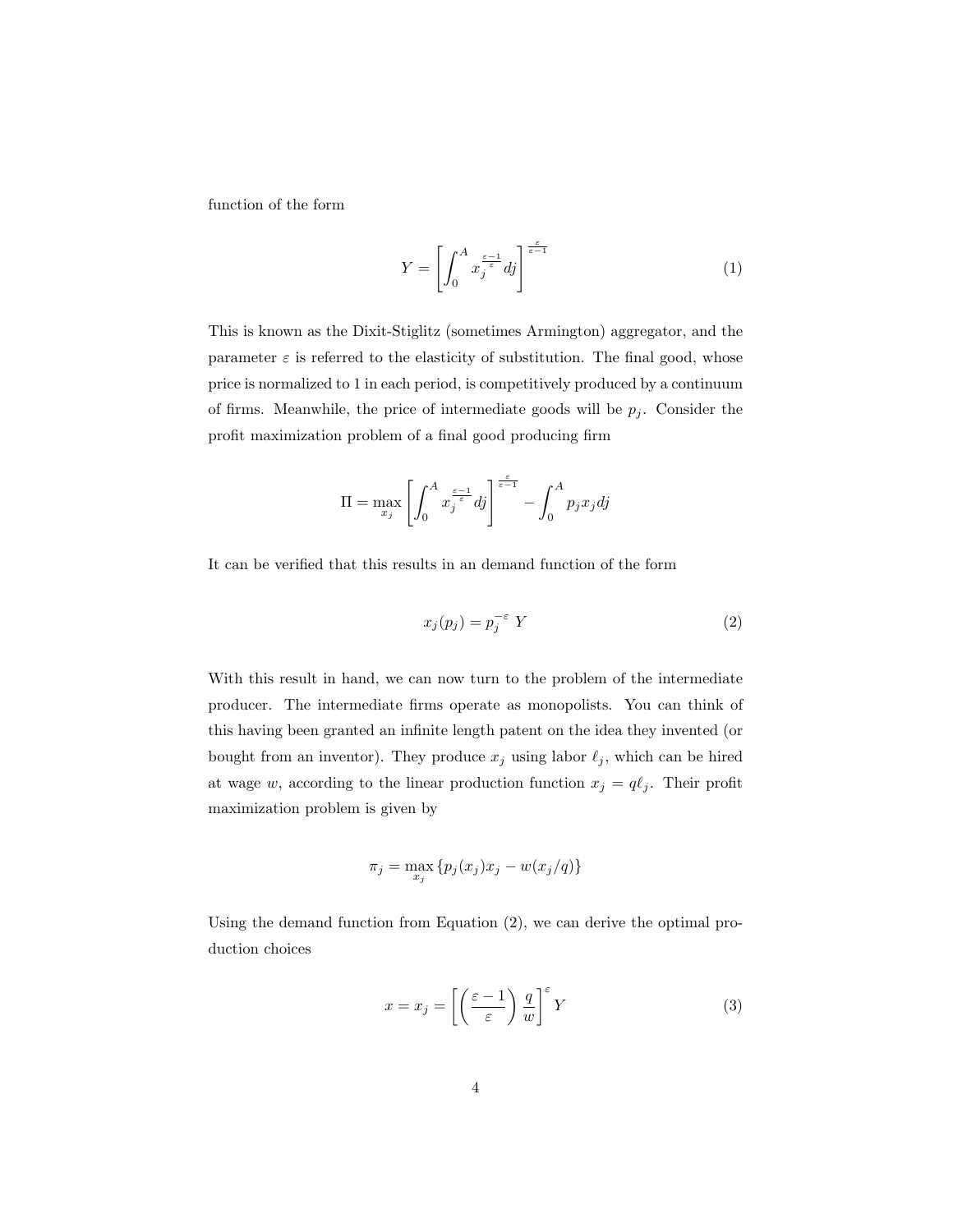function of the form

$$Y = \left[ \int_0^A x_j^{\frac{\varepsilon-1}{\varepsilon}} dj \right]^{\frac{\varepsilon}{\varepsilon-1}} \tag{1}$$

This is known as the Dixit-Stiglitz (sometimes Armington) aggregator, and the parameter $\varepsilon$ is referred to the elasticity of substitution. The final good, whose price is normalized to 1 in each period, is competitively produced by a continuum of firms. Meanwhile, the price of intermediate goods will be $p_j$. Consider the profit maximization problem of a final good producing firm

$$\Pi = \max_{x_j} \left[ \int_0^A x_j^{\frac{\varepsilon-1}{\varepsilon}} dj \right]^{\frac{\varepsilon}{\varepsilon-1}} - \int_0^A p_j x_j dj$$

It can be verified that this results in an demand function of the form

$$x_j(p_j) = p_j^{-\varepsilon} \, Y \tag{2}$$

With this result in hand, we can now turn to the problem of the intermediate producer. The intermediate firms operate as monopolists. You can think of this having been granted an infinite length patent on the idea they invented (or bought from an inventor). They produce $x_j$ using labor $\ell_j$, which can be hired at wage $w$, according to the linear production function $x_j = q\ell_j$. Their profit maximization problem is given by

$$\pi_j = \max_{x_j} \{ p_j(x_j)x_j - w(x_j/q) \}$$

Using the demand function from Equation (2), we can derive the optimal production choices

$$x = x_j = \left[ \left( \frac{\varepsilon - 1}{\varepsilon} \right) \frac{q}{w} \right]^{\varepsilon} Y \tag{3}$$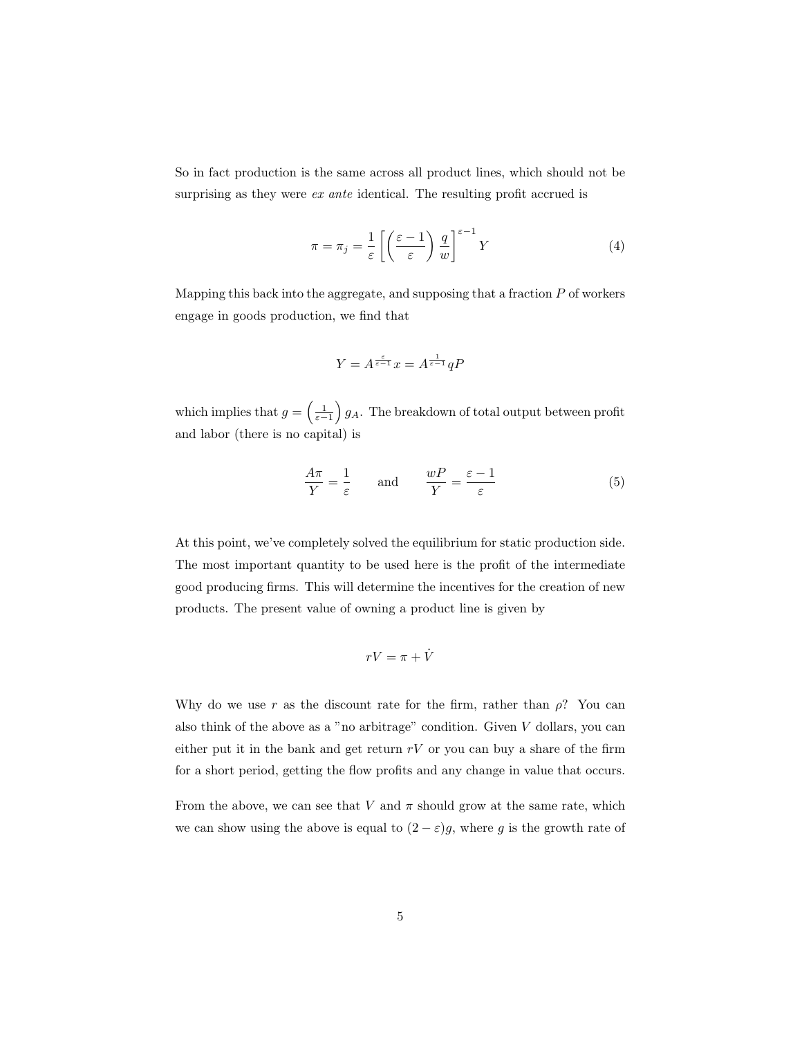So in fact production is the same across all product lines, which should not be surprising as they were *ex ante* identical. The resulting profit accrued is

$$\pi = \pi_j = \frac{1}{\varepsilon} \left[ \left( \frac{\varepsilon - 1}{\varepsilon} \right) \frac{q}{w} \right]^{\varepsilon - 1} Y \tag{4}$$

Mapping this back into the aggregate, and supposing that a fraction $P$ of workers engage in goods production, we find that

$$Y = A^{\frac{\varepsilon}{\varepsilon - 1}} x = A^{\frac{1}{\varepsilon - 1}} qP$$

which implies that $g = \left( \frac{1}{\varepsilon - 1} \right) g_A$. The breakdown of total output between profit and labor (there is no capital) is

$$\frac{A\pi}{Y} = \frac{1}{\varepsilon} \qquad \text{and} \qquad \frac{wP}{Y} = \frac{\varepsilon - 1}{\varepsilon} \tag{5}$$

At this point, we've completely solved the equilibrium for static production side. The most important quantity to be used here is the profit of the intermediate good producing firms. This will determine the incentives for the creation of new products. The present value of owning a product line is given by

$$rV = \pi + \dot{V}$$

Why do we use $r$ as the discount rate for the firm, rather than $\rho$? You can also think of the above as a "no arbitrage" condition. Given $V$ dollars, you can either put it in the bank and get return $rV$ or you can buy a share of the firm for a short period, getting the flow profits and any change in value that occurs.

From the above, we can see that $V$ and $\pi$ should grow at the same rate, which we can show using the above is equal to $(2 - \varepsilon)g$, where $g$ is the growth rate of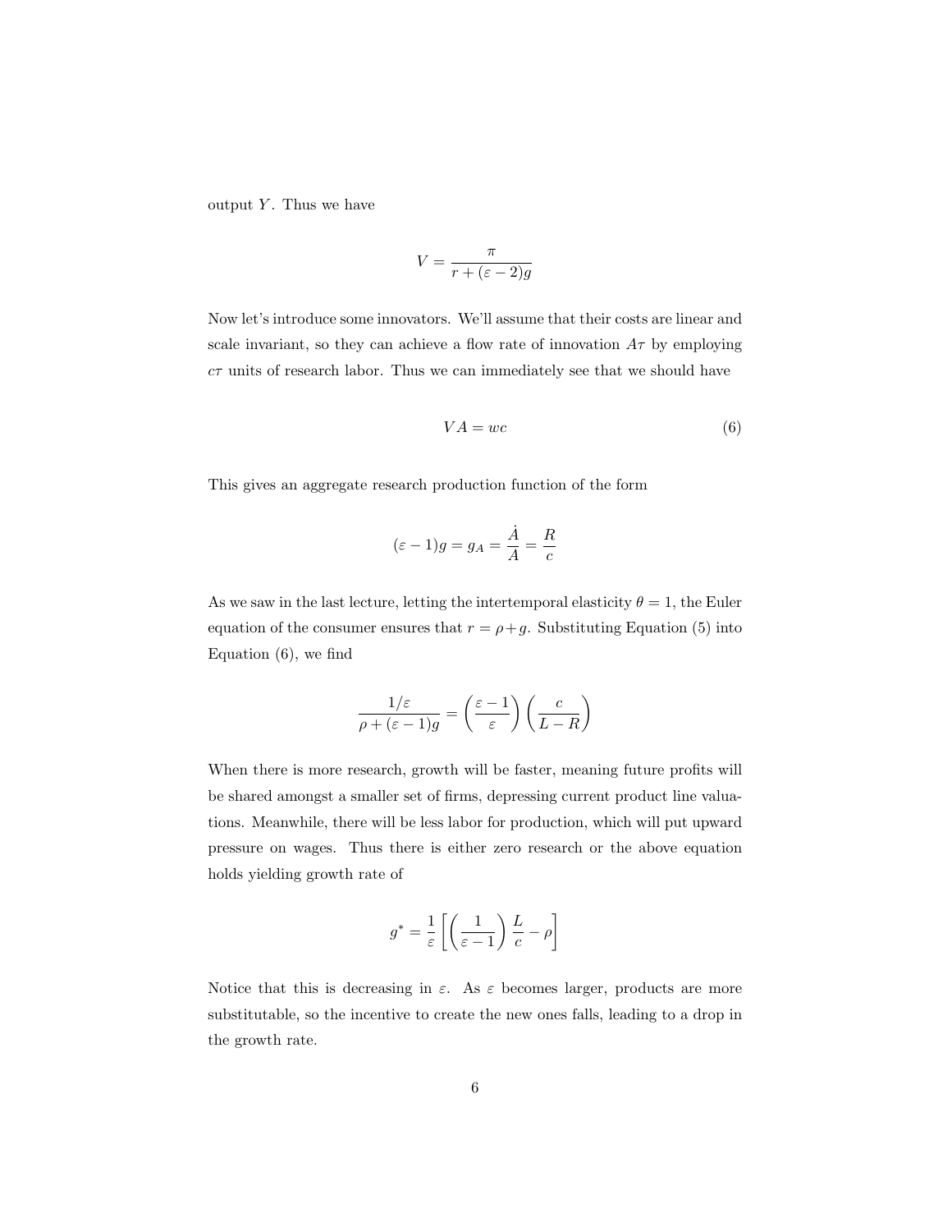output $Y$. Thus we have

$$V = \frac{\pi}{r + (\varepsilon - 2)g}$$

Now let's introduce some innovators. We'll assume that their costs are linear and scale invariant, so they can achieve a flow rate of innovation $A\tau$ by employing $c\tau$ units of research labor. Thus we can immediately see that we should have

$$VA = wc \tag{6}$$

This gives an aggregate research production function of the form

$$(\varepsilon - 1)g = g_A = \frac{\dot{A}}{A} = \frac{R}{c}$$

As we saw in the last lecture, letting the intertemporal elasticity $\theta = 1$, the Euler equation of the consumer ensures that $r = \rho + g$. Substituting Equation (5) into Equation (6), we find

$$\frac{1/\varepsilon}{\rho + (\varepsilon - 1)g} = \left(\frac{\varepsilon - 1}{\varepsilon}\right)\left(\frac{c}{L - R}\right)$$

When there is more research, growth will be faster, meaning future profits will be shared amongst a smaller set of firms, depressing current product line valuations. Meanwhile, there will be less labor for production, which will put upward pressure on wages. Thus there is either zero research or the above equation holds yielding growth rate of

$$g^* = \frac{1}{\varepsilon}\left[\left(\frac{1}{\varepsilon - 1}\right)\frac{L}{c} - \rho\right]$$

Notice that this is decreasing in $\varepsilon$. As $\varepsilon$ becomes larger, products are more substitutable, so the incentive to create the new ones falls, leading to a drop in the growth rate.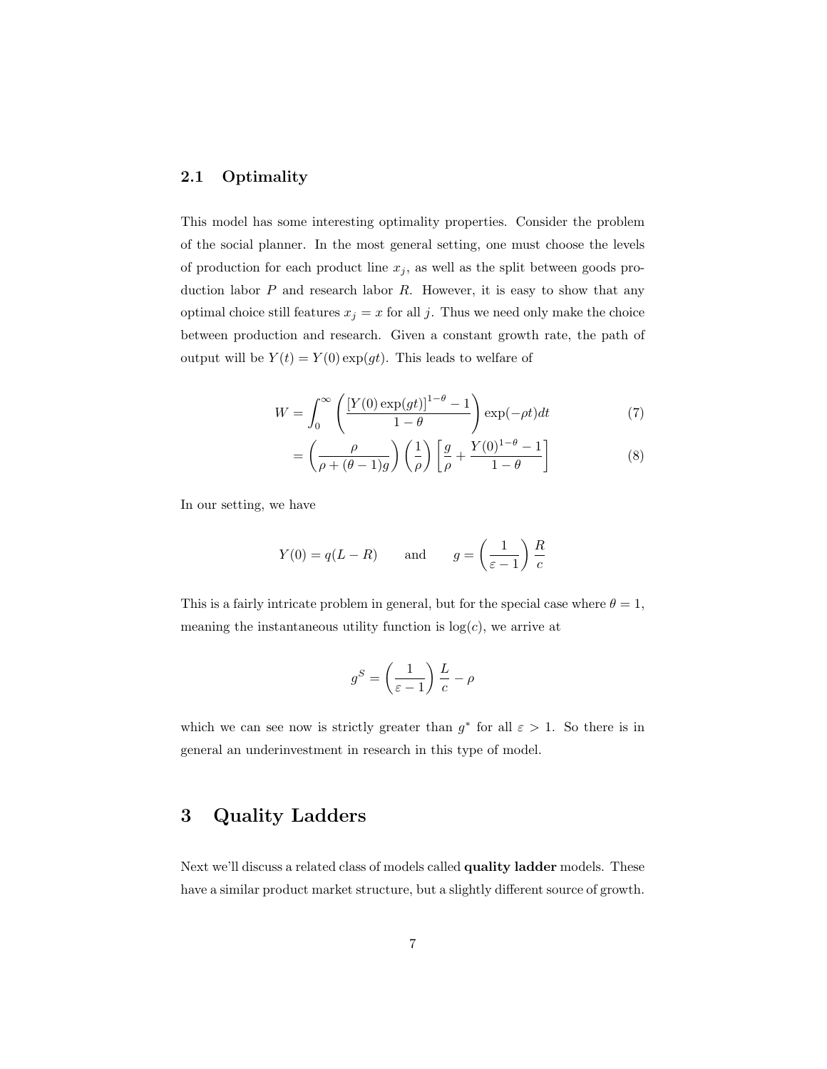## 2.1 Optimality

This model has some interesting optimality properties. Consider the problem of the social planner. In the most general setting, one must choose the levels of production for each product line $x_j$, as well as the split between goods production labor $P$ and research labor $R$. However, it is easy to show that any optimal choice still features $x_j = x$ for all $j$. Thus we need only make the choice between production and research. Given a constant growth rate, the path of output will be $Y(t) = Y(0)\exp(gt)$. This leads to welfare of

$$
\begin{aligned}
W &= \int_0^\infty \left( \frac{[Y(0)\exp(gt)]^{1-\theta} - 1}{1-\theta} \right) \exp(-\rho t) dt & (7) \\
&= \left( \frac{\rho}{\rho + (\theta - 1)g} \right) \left( \frac{1}{\rho} \right) \left[ \frac{g}{\rho} + \frac{Y(0)^{1-\theta} - 1}{1-\theta} \right] & (8)
\end{aligned}
$$

In our setting, we have

$$
Y(0) = q(L - R) \qquad \text{and} \qquad g = \left( \frac{1}{\varepsilon - 1} \right) \frac{R}{c}
$$

This is a fairly intricate problem in general, but for the special case where $\theta = 1$, meaning the instantaneous utility function is $\log(c)$, we arrive at

$$
g^S = \left( \frac{1}{\varepsilon - 1} \right) \frac{L}{c} - \rho
$$

which we can see now is strictly greater than $g^*$ for all $\varepsilon > 1$. So there is in general an underinvestment in research in this type of model.

# 3 Quality Ladders

Next we'll discuss a related class of models called **quality ladder** models. These have a similar product market structure, but a slightly different source of growth.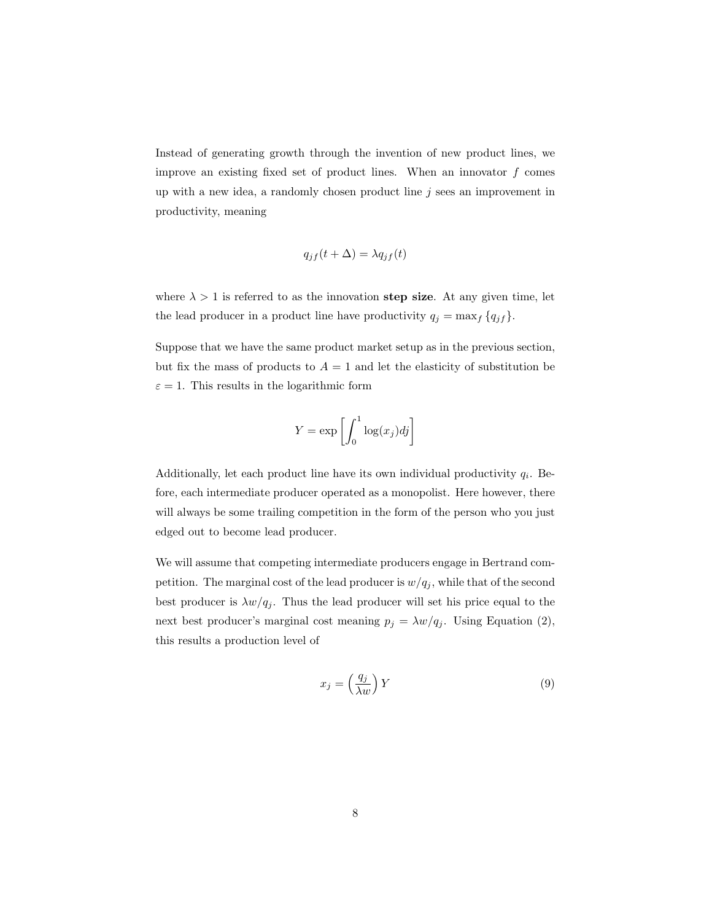Instead of generating growth through the invention of new product lines, we improve an existing fixed set of product lines. When an innovator $f$ comes up with a new idea, a randomly chosen product line $j$ sees an improvement in productivity, meaning

$$q_{jf}(t + \Delta) = \lambda q_{jf}(t)$$

where $\lambda > 1$ is referred to as the innovation **step size**. At any given time, let the lead producer in a product line have productivity $q_j = \max_f \{q_{jf}\}$.

Suppose that we have the same product market setup as in the previous section, but fix the mass of products to $A = 1$ and let the elasticity of substitution be $\varepsilon = 1$. This results in the logarithmic form

$$Y = \exp\left[\int_0^1 \log(x_j)dj\right]$$

Additionally, let each product line have its own individual productivity $q_i$. Before, each intermediate producer operated as a monopolist. Here however, there will always be some trailing competition in the form of the person who you just edged out to become lead producer.

We will assume that competing intermediate producers engage in Bertrand competition. The marginal cost of the lead producer is $w/q_j$, while that of the second best producer is $\lambda w/q_j$. Thus the lead producer will set his price equal to the next best producer's marginal cost meaning $p_j = \lambda w/q_j$. Using Equation (2), this results a production level of

$$x_j = \left(\frac{q_j}{\lambda w}\right) Y \tag{9}$$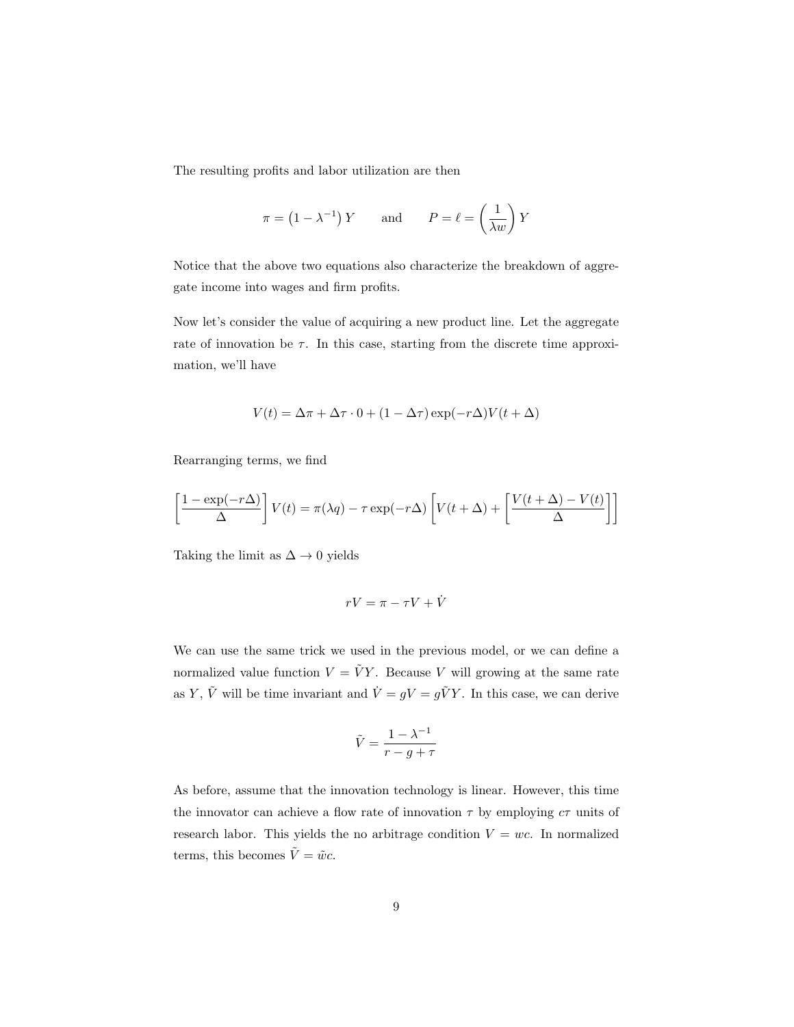The resulting profits and labor utilization are then

$$\pi = \left(1 - \lambda^{-1}\right) Y \qquad \text{and} \qquad P = \ell = \left(\frac{1}{\lambda w}\right) Y$$

Notice that the above two equations also characterize the breakdown of aggregate income into wages and firm profits.

Now let's consider the value of acquiring a new product line. Let the aggregate rate of innovation be $\tau$. In this case, starting from the discrete time approximation, we'll have

$$V(t) = \Delta\pi + \Delta\tau \cdot 0 + (1 - \Delta\tau)\exp(-r\Delta)V(t + \Delta)$$

Rearranging terms, we find

$$\left[\frac{1 - \exp(-r\Delta)}{\Delta}\right] V(t) = \pi(\lambda q) - \tau \exp(-r\Delta)\left[V(t + \Delta) + \left[\frac{V(t + \Delta) - V(t)}{\Delta}\right]\right]$$

Taking the limit as $\Delta \to 0$ yields

$$rV = \pi - \tau V + \dot{V}$$

We can use the same trick we used in the previous model, or we can define a normalized value function $V = \tilde{V}Y$. Because $V$ will growing at the same rate as $Y$, $\tilde{V}$ will be time invariant and $\dot{V} = gV = g\tilde{V}Y$. In this case, we can derive

$$\tilde{V} = \frac{1 - \lambda^{-1}}{r - g + \tau}$$

As before, assume that the innovation technology is linear. However, this time the innovator can achieve a flow rate of innovation $\tau$ by employing $c\tau$ units of research labor. This yields the no arbitrage condition $V = wc$. In normalized terms, this becomes $\tilde{V} = \tilde{w}c$.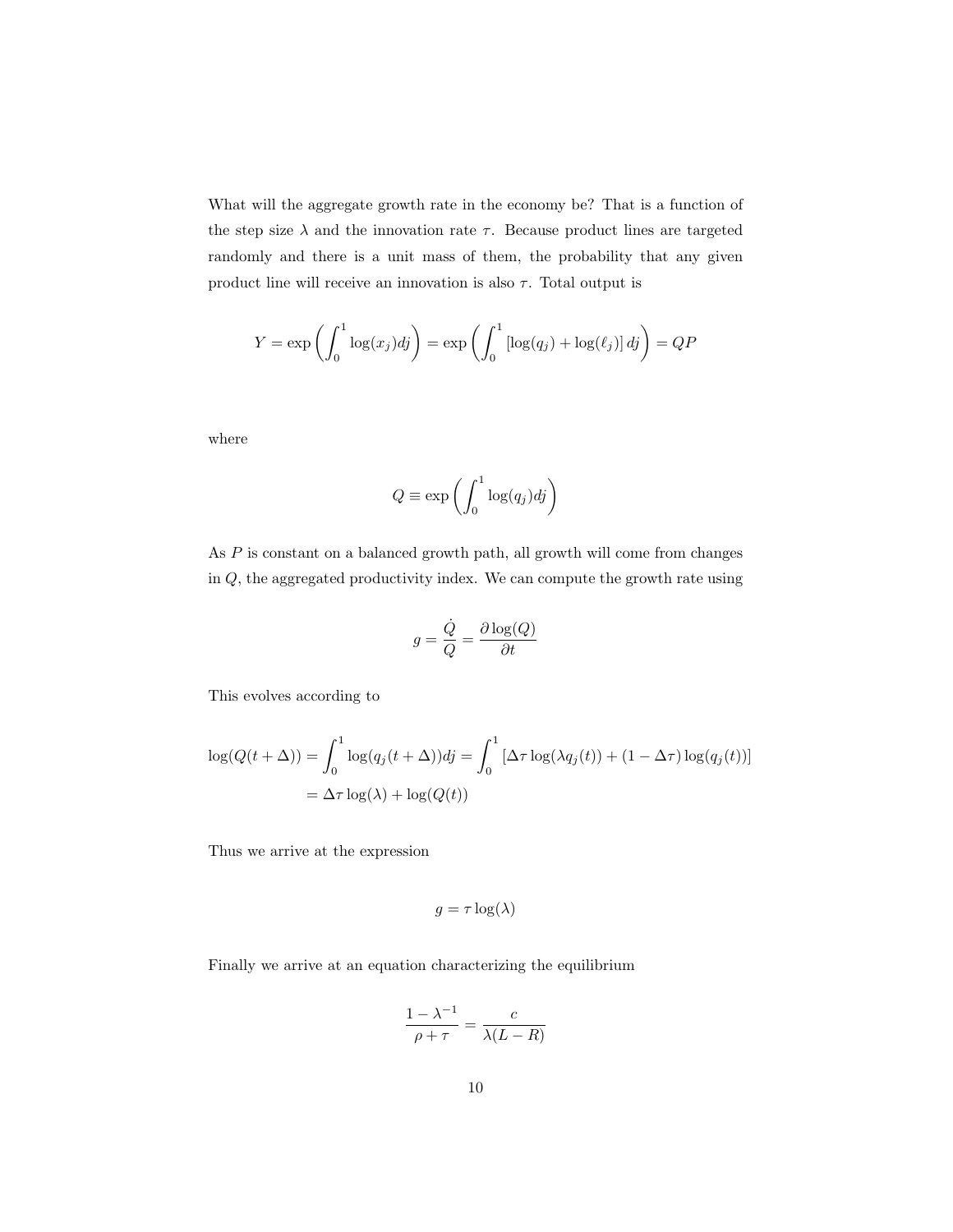What will the aggregate growth rate in the economy be? That is a function of the step size $\lambda$ and the innovation rate $\tau$. Because product lines are targeted randomly and there is a unit mass of them, the probability that any given product line will receive an innovation is also $\tau$. Total output is

$$Y = \exp\left(\int_0^1 \log(x_j)dj\right) = \exp\left(\int_0^1 \left[\log(q_j) + \log(\ell_j)\right]dj\right) = QP$$

where

$$Q \equiv \exp\left(\int_0^1 \log(q_j)dj\right)$$

As $P$ is constant on a balanced growth path, all growth will come from changes in $Q$, the aggregated productivity index. We can compute the growth rate using

$$g = \frac{\dot{Q}}{Q} = \frac{\partial \log(Q)}{\partial t}$$

This evolves according to

$$\begin{aligned}
\log(Q(t+\Delta)) = \int_0^1 \log(q_j(t+\Delta))dj &= \int_0^1 \left[\Delta\tau \log(\lambda q_j(t)) + (1-\Delta\tau)\log(q_j(t))\right] \\
&= \Delta\tau\log(\lambda) + \log(Q(t))
\end{aligned}$$

Thus we arrive at the expression

$$g = \tau \log(\lambda)$$

Finally we arrive at an equation characterizing the equilibrium

$$\frac{1-\lambda^{-1}}{\rho+\tau} = \frac{c}{\lambda(L-R)}$$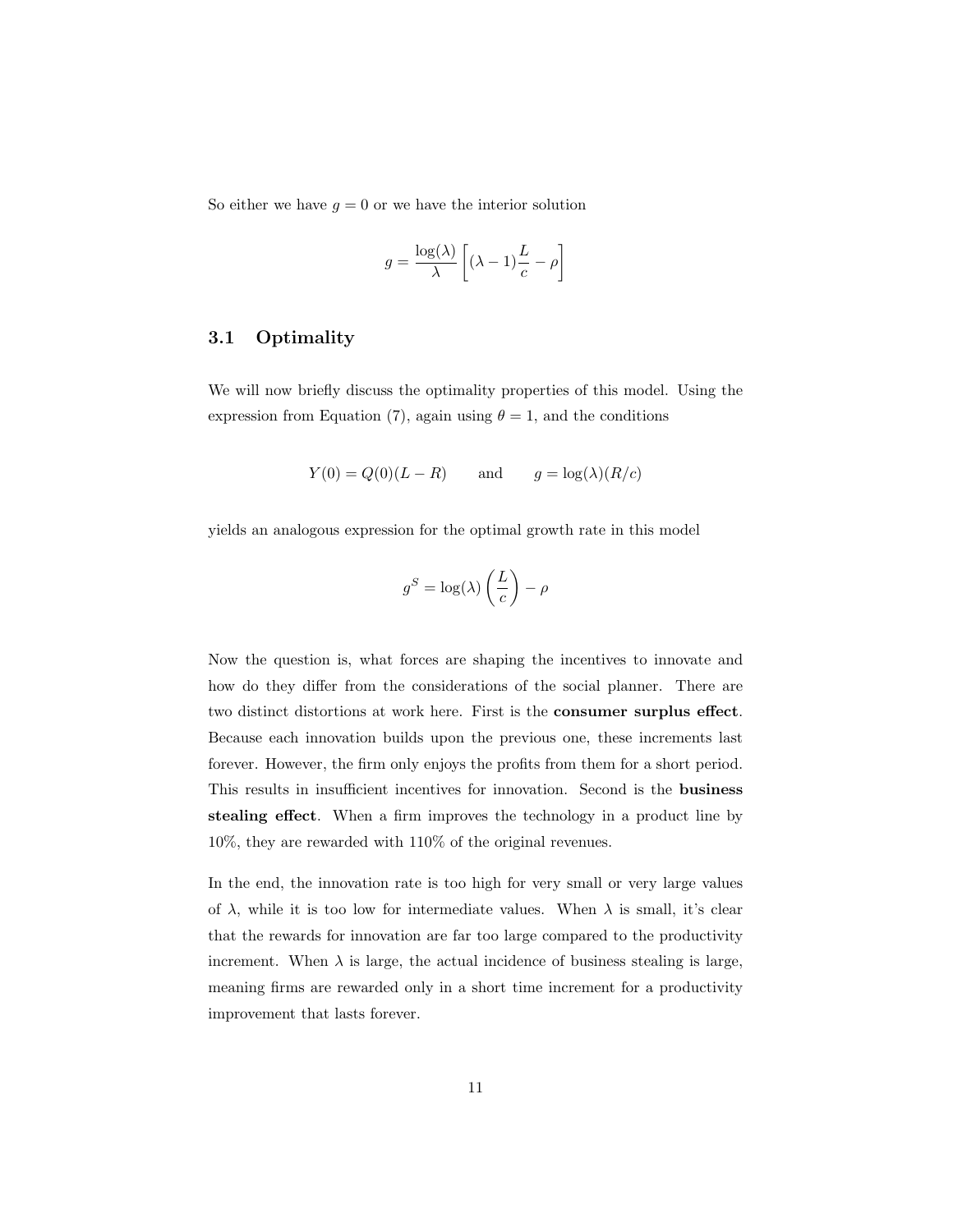So either we have $g = 0$ or we have the interior solution

$$g = \frac{\log(\lambda)}{\lambda} \left[ (\lambda - 1)\frac{L}{c} - \rho \right]$$

### 3.1 Optimality

We will now briefly discuss the optimality properties of this model. Using the expression from Equation (7), again using $\theta = 1$, and the conditions

$$Y(0) = Q(0)(L - R) \qquad \text{and} \qquad g = \log(\lambda)(R/c)$$

yields an analogous expression for the optimal growth rate in this model

$$g^S = \log(\lambda) \left( \frac{L}{c} \right) - \rho$$

Now the question is, what forces are shaping the incentives to innovate and how do they differ from the considerations of the social planner. There are two distinct distortions at work here. First is the **consumer surplus effect**. Because each innovation builds upon the previous one, these increments last forever. However, the firm only enjoys the profits from them for a short period. This results in insufficient incentives for innovation. Second is the **business stealing effect**. When a firm improves the technology in a product line by 10%, they are rewarded with 110% of the original revenues.

In the end, the innovation rate is too high for very small or very large values of $\lambda$, while it is too low for intermediate values. When $\lambda$ is small, it's clear that the rewards for innovation are far too large compared to the productivity increment. When $\lambda$ is large, the actual incidence of business stealing is large, meaning firms are rewarded only in a short time increment for a productivity improvement that lasts forever.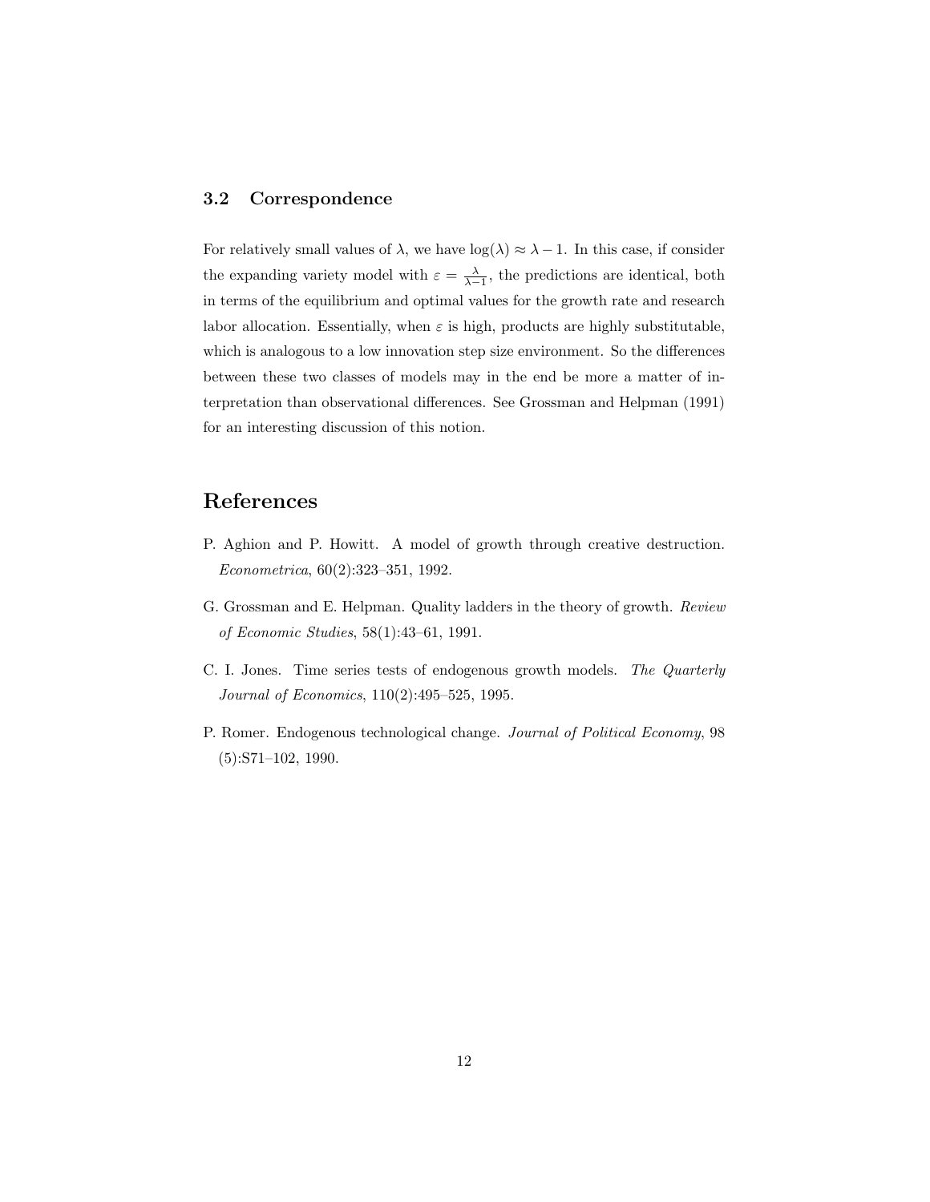### 3.2 Correspondence

For relatively small values of $\lambda$, we have $\log(\lambda) \approx \lambda - 1$. In this case, if consider the expanding variety model with $\varepsilon = \frac{\lambda}{\lambda - 1}$, the predictions are identical, both in terms of the equilibrium and optimal values for the growth rate and research labor allocation. Essentially, when $\varepsilon$ is high, products are highly substitutable, which is analogous to a low innovation step size environment. So the differences between these two classes of models may in the end be more a matter of interpretation than observational differences. See Grossman and Helpman (1991) for an interesting discussion of this notion.

## References

P. Aghion and P. Howitt. A model of growth through creative destruction. *Econometrica*, 60(2):323–351, 1992.

G. Grossman and E. Helpman. Quality ladders in the theory of growth. *Review of Economic Studies*, 58(1):43–61, 1991.

C. I. Jones. Time series tests of endogenous growth models. *The Quarterly Journal of Economics*, 110(2):495–525, 1995.

P. Romer. Endogenous technological change. *Journal of Political Economy*, 98 (5):S71–102, 1990.